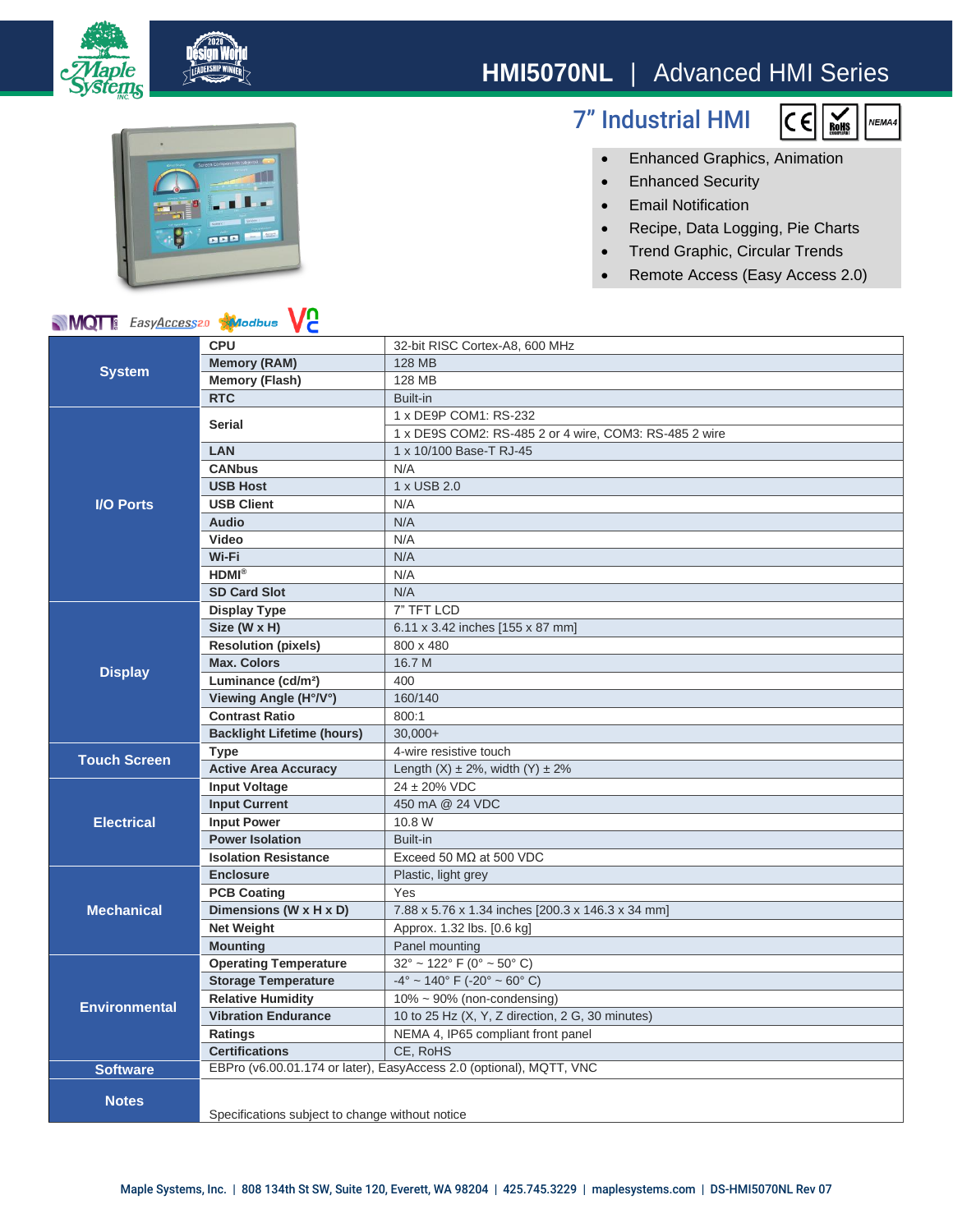# HMI5070NL | Advanced HMI Series

## 7" Industrial HMI

- Enhanced Graphics, Animation
- Enhanced Security
- Email Notification
- Recipe, Data Logging, Pie Charts
- Trend Graphic, Circular Trends
- Remote Access (Easy Access 2.0)

| | | |
|---|---|---|
| **System** | **CPU** | 32-bit RISC Cortex-A8, 600 MHz |
| | **Memory (RAM)** | 128 MB |
| | **Memory (Flash)** | 128 MB |
| | **RTC** | Built-in |
| **I/O Ports** | **Serial** | 1 x DE9P COM1: RS-232 |
| | | 1 x DE9S COM2: RS-485 2 or 4 wire, COM3: RS-485 2 wire |
| | **LAN** | 1 x 10/100 Base-T RJ-45 |
| | **CANbus** | N/A |
| | **USB Host** | 1 x USB 2.0 |
| | **USB Client** | N/A |
| | **Audio** | N/A |
| | **Video** | N/A |
| | **Wi-Fi** | N/A |
| | **HDMI®** | N/A |
| | **SD Card Slot** | N/A |
| **Display** | **Display Type** | 7" TFT LCD |
| | **Size (W x H)** | 6.11 x 3.42 inches [155 x 87 mm] |
| | **Resolution (pixels)** | 800 x 480 |
| | **Max. Colors** | 16.7 M |
| | **Luminance (cd/m²)** | 400 |
| | **Viewing Angle (H°/V°)** | 160/140 |
| | **Contrast Ratio** | 800:1 |
| | **Backlight Lifetime (hours)** | 30,000+ |
| **Touch Screen** | **Type** | 4-wire resistive touch |
| | **Active Area Accuracy** | Length (X) ± 2%, width (Y) ± 2% |
| **Electrical** | **Input Voltage** | 24 ± 20% VDC |
| | **Input Current** | 450 mA @ 24 VDC |
| | **Input Power** | 10.8 W |
| | **Power Isolation** | Built-in |
| | **Isolation Resistance** | Exceed 50 MΩ at 500 VDC |
| **Mechanical** | **Enclosure** | Plastic, light grey |
| | **PCB Coating** | Yes |
| | **Dimensions (W x H x D)** | 7.88 x 5.76 x 1.34 inches [200.3 x 146.3 x 34 mm] |
| | **Net Weight** | Approx. 1.32 lbs. [0.6 kg] |
| | **Mounting** | Panel mounting |
| **Environmental** | **Operating Temperature** | 32° ~ 122° F (0° ~ 50° C) |
| | **Storage Temperature** | -4° ~ 140° F (-20° ~ 60° C) |
| | **Relative Humidity** | 10% ~ 90% (non-condensing) |
| | **Vibration Endurance** | 10 to 25 Hz (X, Y, Z direction, 2 G, 30 minutes) |
| | **Ratings** | NEMA 4, IP65 compliant front panel |
| | **Certifications** | CE, RoHS |
| **Software** | EBPro (v6.00.01.174 or later), EasyAccess 2.0 (optional), MQTT, VNC | |
| **Notes** | Specifications subject to change without notice | |

Maple Systems, Inc. | 808 134th St SW, Suite 120, Everett, WA 98204 | 425.745.3229 | maplesystems.com | DS-HMI5070NL Rev 07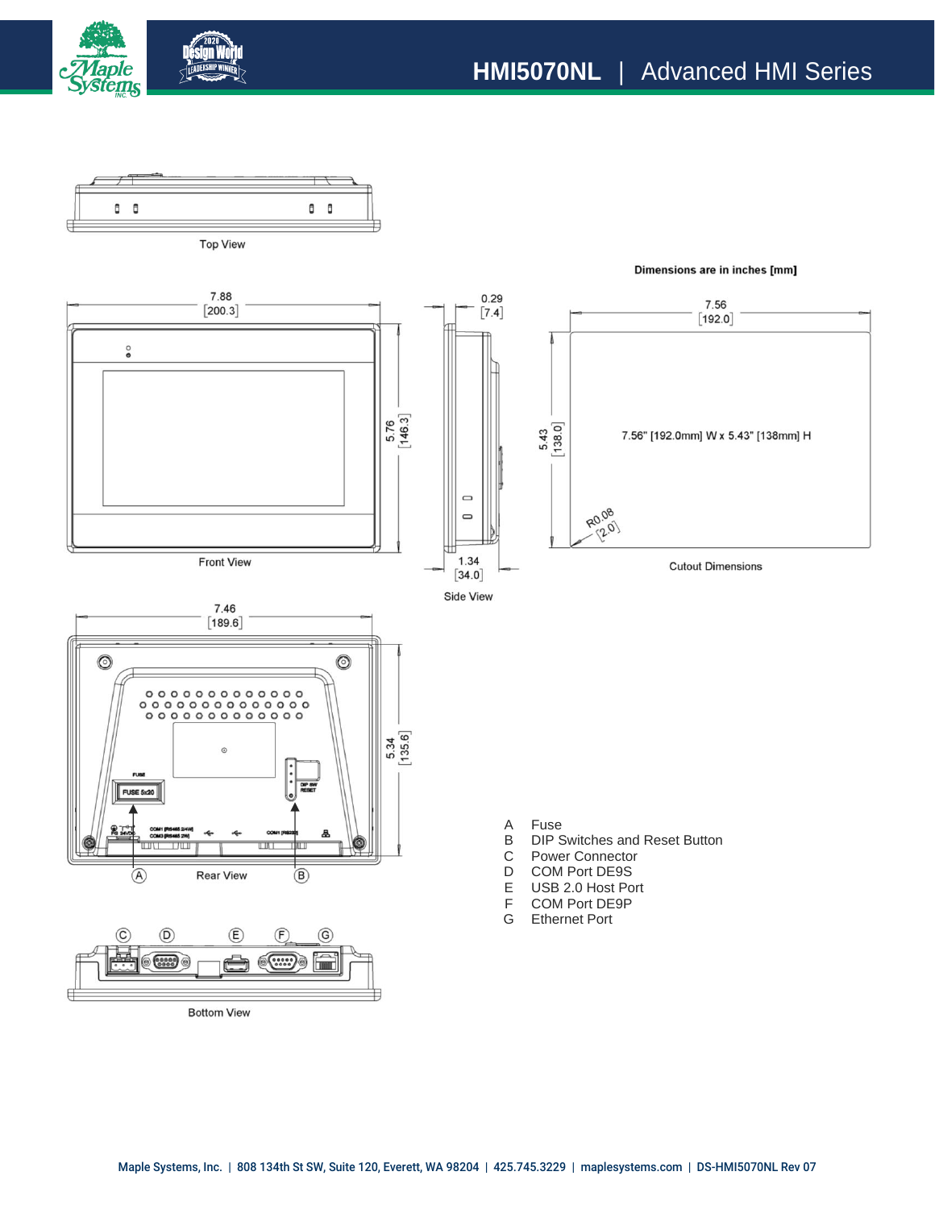Top View

Dimensions are in inches [mm]

7.88
[200.3]

5.76
[146.3]

Front View

0.29
[7.4]

1.34
[34.0]

Side View

7.56
[192.0]

5.43
[138.0]

7.56" [192.0mm] W x 5.43" [138mm] H

R0.08
[2.0]

Cutout Dimensions

7.46
[189.6]

5.34
[135.6]

Rear View

Bottom View

A Fuse
B DIP Switches and Reset Button
C Power Connector
D COM Port DE9S
E USB 2.0 Host Port
F COM Port DE9P
G Ethernet Port